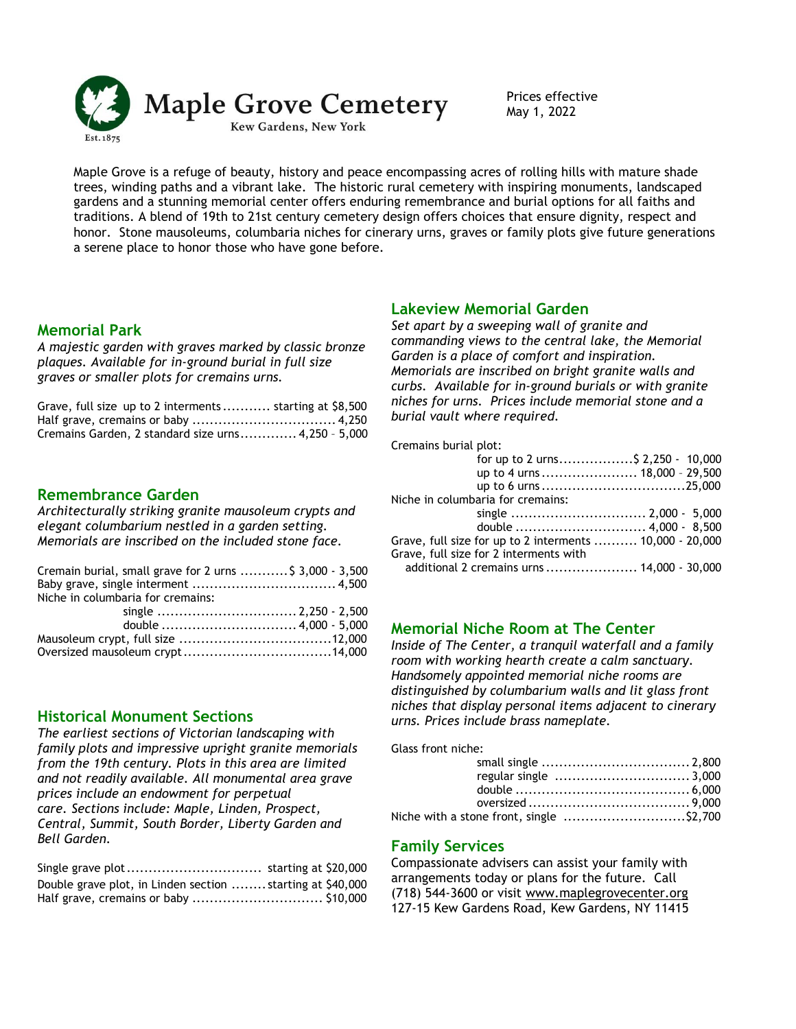# Maple Grove Cemetery

Kew Gardens, New York

Est. 1875

Prices effective
May 1, 2022

Maple Grove is a refuge of beauty, history and peace encompassing acres of rolling hills with mature shade trees, winding paths and a vibrant lake. The historic rural cemetery with inspiring monuments, landscaped gardens and a stunning memorial center offers enduring remembrance and burial options for all faiths and traditions. A blend of 19th to 21st century cemetery design offers choices that ensure dignity, respect and honor. Stone mausoleums, columbaria niches for cinerary urns, graves or family plots give future generations a serene place to honor those who have gone before.

## Memorial Park

*A majestic garden with graves marked by classic bronze plaques. Available for in-ground burial in full size graves or smaller plots for cremains urns.*

| Item | Price |
|---|---|
| Grave, full size up to 2 interments | starting at $8,500 |
| Half grave, cremains or baby | 4,250 |
| Cremains Garden, 2 standard size urns | 4,250 – 5,000 |

## Remembrance Garden

*Architecturally striking granite mausoleum crypts and elegant columbarium nestled in a garden setting. Memorials are inscribed on the included stone face.*

| Item | Price |
|---|---|
| Cremain burial, small grave for 2 urns | $ 3,000 - 3,500 |
| Baby grave, single interment | 4,500 |
| Niche in columbaria for cremains: | |
| single | 2,250 - 2,500 |
| double | 4,000 - 5,000 |
| Mausoleum crypt, full size | 12,000 |
| Oversized mausoleum crypt | 14,000 |

## Historical Monument Sections

*The earliest sections of Victorian landscaping with family plots and impressive upright granite memorials from the 19th century. Plots in this area are limited and not readily available. All monumental area grave prices include an endowment for perpetual care. Sections include: Maple, Linden, Prospect, Central, Summit, South Border, Liberty Garden and Bell Garden.*

| Item | Price |
|---|---|
| Single grave plot | starting at $20,000 |
| Double grave plot, in Linden section | starting at $40,000 |
| Half grave, cremains or baby | $10,000 |

## Lakeview Memorial Garden

*Set apart by a sweeping wall of granite and commanding views to the central lake, the Memorial Garden is a place of comfort and inspiration. Memorials are inscribed on bright granite walls and curbs. Available for in-ground burials or with granite niches for urns. Prices include memorial stone and a burial vault where required.*

| Item | Price |
|---|---|
| Cremains burial plot: | |
| for up to 2 urns | $ 2,250 - 10,000 |
| up to 4 urns | 18,000 – 29,500 |
| up to 6 urns | 25,000 |
| Niche in columbaria for cremains: | |
| single | 2,000 - 5,000 |
| double | 4,000 - 8,500 |
| Grave, full size for up to 2 interments | 10,000 - 20,000 |
| Grave, full size for 2 interments with additional 2 cremains urns | 14,000 - 30,000 |

## Memorial Niche Room at The Center

*Inside of The Center, a tranquil waterfall and a family room with working hearth create a calm sanctuary. Handsomely appointed memorial niche rooms are distinguished by columbarium walls and lit glass front niches that display personal items adjacent to cinerary urns. Prices include brass nameplate.*

| Item | Price |
|---|---|
| Glass front niche: | |
| small single | 2,800 |
| regular single | 3,000 |
| double | 6,000 |
| oversized | 9,000 |
| Niche with a stone front, single | $2,700 |

## Family Services

Compassionate advisers can assist your family with arrangements today or plans for the future. Call (718) 544-3600 or visit www.maplegrovecenter.org
127-15 Kew Gardens Road, Kew Gardens, NY 11415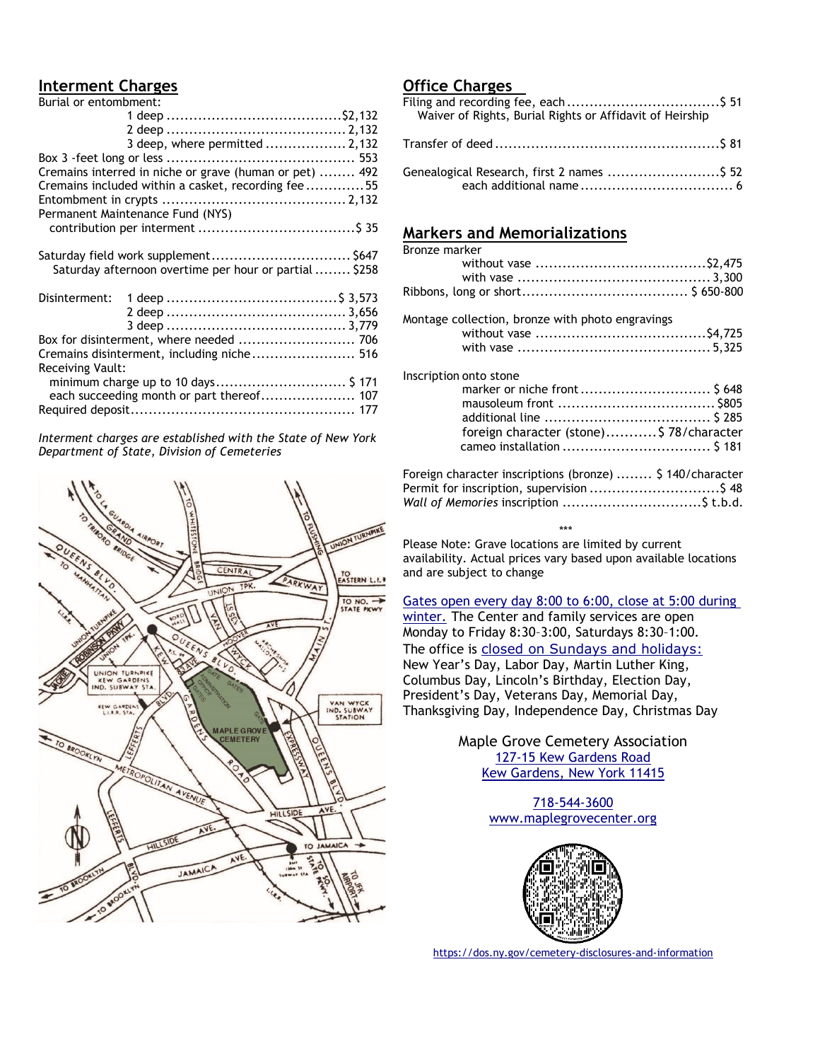## Interment Charges

| Burial or entombment: | |
|---|---|
| 1 deep | $2,132 |
| 2 deep | 2,132 |
| 3 deep, where permitted | 2,132 |
| Box 3 -feet long or less | 553 |
| Cremains interred in niche or grave (human or pet) | 492 |
| Cremains included within a casket, recording fee | 55 |
| Entombment in crypts | 2,132 |
| Permanent Maintenance Fund (NYS) contribution per interment | $ 35 |
| Saturday field work supplement | $647 |
| Saturday afternoon overtime per hour or partial | $258 |
| Disinterment: 1 deep | $ 3,573 |
| 2 deep | 3,656 |
| 3 deep | 3,779 |
| Box for disinterment, where needed | 706 |
| Cremains disinterment, including niche | 516 |
| Receiving Vault: | |
| minimum charge up to 10 days | $ 171 |
| each succeeding month or part thereof | 107 |
| Required deposit | 177 |

*Interment charges are established with the State of New York Department of State, Division of Cemeteries*

## Office Charges

| | |
|---|---|
| Filing and recording fee, each — Waiver of Rights, Burial Rights or Affidavit of Heirship | $ 51 |
| Transfer of deed | $ 81 |
| Genealogical Research, first 2 names | $ 52 |
| each additional name | 6 |

## Markers and Memorializations

| | |
|---|---|
| Bronze marker | |
| without vase | $2,475 |
| with vase | 3,300 |
| Ribbons, long or short | $ 650-800 |
| Montage collection, bronze with photo engravings | |
| without vase | $4,725 |
| with vase | 5,325 |
| Inscription onto stone | |
| marker or niche front | $ 648 |
| mausoleum front | $805 |
| additional line | $ 285 |
| foreign character (stone) | $ 78/character |
| cameo installation | $ 181 |
| Foreign character inscriptions (bronze) | $ 140/character |
| Permit for inscription, supervision | $ 48 |
| *Wall of Memories* inscription | $ t.b.d. |

***

Please Note: Grave locations are limited by current availability. Actual prices vary based upon available locations and are subject to change

Gates open every day 8:00 to 6:00, close at 5:00 during winter. The Center and family services are open Monday to Friday 8:30–3:00, Saturdays 8:30–1:00. The office is closed on Sundays and holidays: New Year's Day, Labor Day, Martin Luther King, Columbus Day, Lincoln's Birthday, Election Day, President's Day, Veterans Day, Memorial Day, Thanksgiving Day, Independence Day, Christmas Day

Maple Grove Cemetery Association
127-15 Kew Gardens Road
Kew Gardens, New York 11415

718-544-3600
www.maplegrovecenter.org

https://dos.ny.gov/cemetery-disclosures-and-information